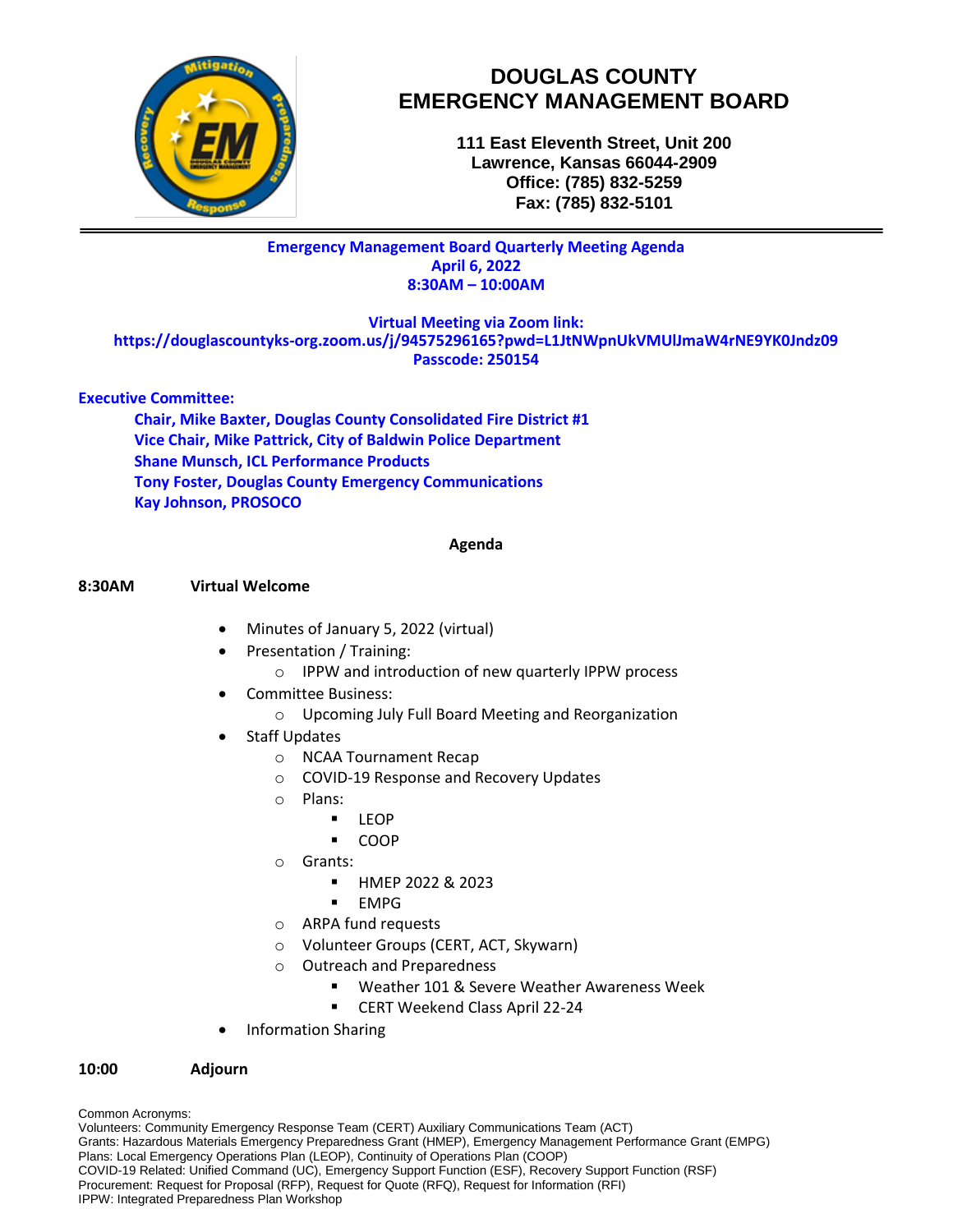# DOUGLAS COUNTY EMERGENCY MANAGEMENT BOARD

**111 East Eleventh Street, Unit 200**
**Lawrence, Kansas 66044-2909**
**Office: (785) 832-5259**
**Fax: (785) 832-5101**

---

**Emergency Management Board Quarterly Meeting Agenda**
**April 6, 2022**
**8:30AM – 10:00AM**

**Virtual Meeting via Zoom link:**
**https://douglascountyks-org.zoom.us/j/94575296165?pwd=L1JtNWpnUkVMUlJmaW4rNE9YK0Jndz09**
**Passcode: 250154**

**Executive Committee:**

- **Chair, Mike Baxter, Douglas County Consolidated Fire District #1**
- **Vice Chair, Mike Pattrick, City of Baldwin Police Department**
- **Shane Munsch, ICL Performance Products**
- **Tony Foster, Douglas County Emergency Communications**
- **Kay Johnson, PROSOCO**

**Agenda**

**8:30AM Virtual Welcome**

- Minutes of January 5, 2022 (virtual)
- Presentation / Training:
  - IPPW and introduction of new quarterly IPPW process
- Committee Business:
  - Upcoming July Full Board Meeting and Reorganization
- Staff Updates
  - NCAA Tournament Recap
  - COVID-19 Response and Recovery Updates
  - Plans:
    - LEOP
    - COOP
  - Grants:
    - HMEP 2022 & 2023
    - EMPG
  - ARPA fund requests
  - Volunteer Groups (CERT, ACT, Skywarn)
  - Outreach and Preparedness
    - Weather 101 & Severe Weather Awareness Week
    - CERT Weekend Class April 22-24
- Information Sharing

**10:00 Adjourn**

Common Acronyms:
Volunteers: Community Emergency Response Team (CERT) Auxiliary Communications Team (ACT)
Grants: Hazardous Materials Emergency Preparedness Grant (HMEP), Emergency Management Performance Grant (EMPG)
Plans: Local Emergency Operations Plan (LEOP), Continuity of Operations Plan (COOP)
COVID-19 Related: Unified Command (UC), Emergency Support Function (ESF), Recovery Support Function (RSF)
Procurement: Request for Proposal (RFP), Request for Quote (RFQ), Request for Information (RFI)
IPPW: Integrated Preparedness Plan Workshop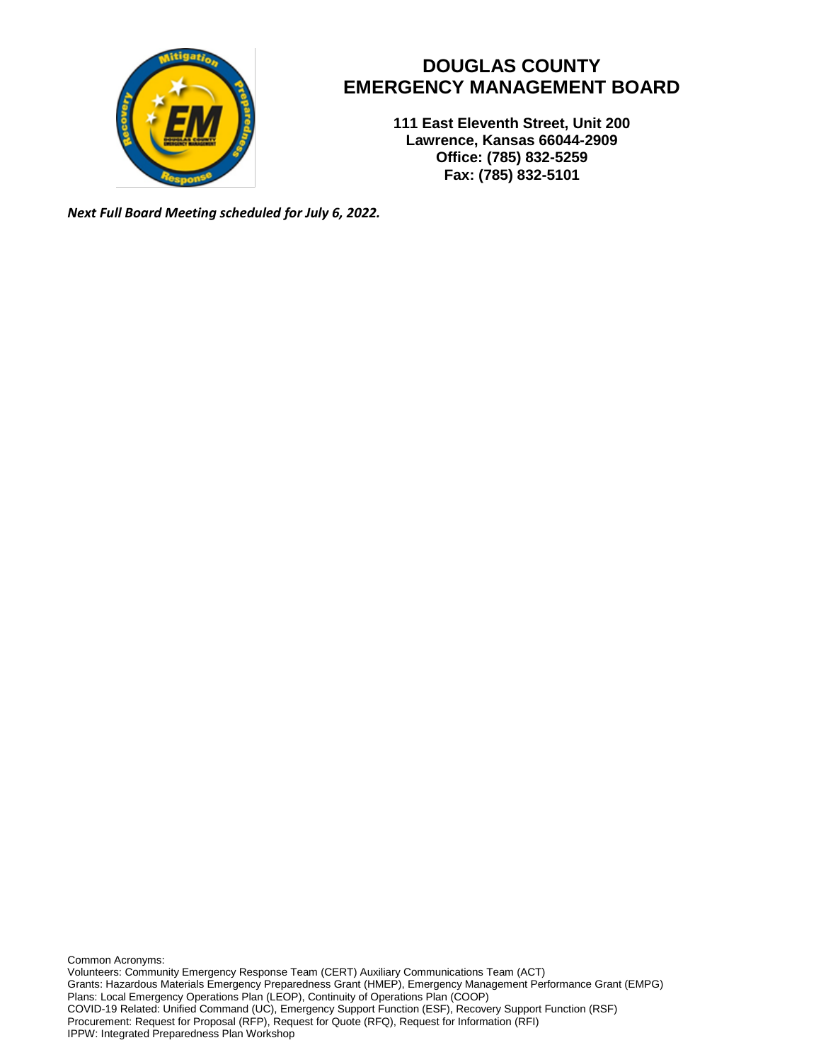# DOUGLAS COUNTY EMERGENCY MANAGEMENT BOARD

**111 East Eleventh Street, Unit 200**
**Lawrence, Kansas 66044-2909**
**Office: (785) 832-5259**
**Fax: (785) 832-5101**

***Next Full Board Meeting scheduled for July 6, 2022.***

Common Acronyms:
Volunteers: Community Emergency Response Team (CERT) Auxiliary Communications Team (ACT)
Grants: Hazardous Materials Emergency Preparedness Grant (HMEP), Emergency Management Performance Grant (EMPG)
Plans: Local Emergency Operations Plan (LEOP), Continuity of Operations Plan (COOP)
COVID-19 Related: Unified Command (UC), Emergency Support Function (ESF), Recovery Support Function (RSF)
Procurement: Request for Proposal (RFP), Request for Quote (RFQ), Request for Information (RFI)
IPPW: Integrated Preparedness Plan Workshop